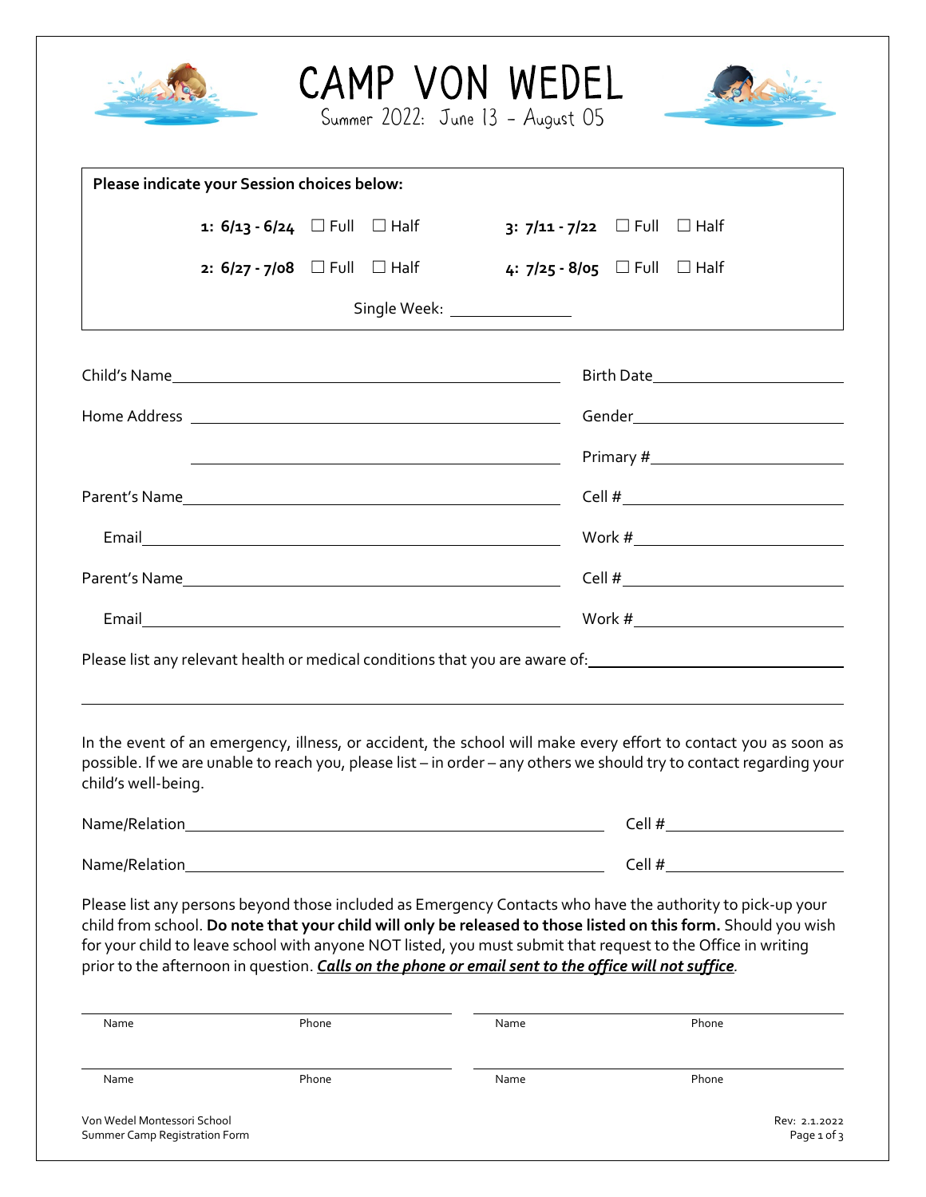# CAMP VON WEDEL

Summer 2022: June 13 – August 05

**Please indicate your Session choices below:**

**1: 6/13 - 6/24** ☐ Full ☐ Half **3: 7/11 - 7/22** ☐ Full ☐ Half

**2: 6/27 - 7/08** ☐ Full ☐ Half **4: 7/25 - 8/05** ☐ Full ☐ Half

Single Week: ______________

Child's Name______________________________________ Birth Date____________________

Home Address ______________________________________ Gender______________________

______________________________________ Primary #____________________

Parent's Name______________________________________ Cell #______________________

Email______________________________________ Work #______________________

Parent's Name______________________________________ Cell #______________________

Email______________________________________ Work #______________________

Please list any relevant health or medical conditions that you are aware of:______________________

______________________________________________________________________________

In the event of an emergency, illness, or accident, the school will make every effort to contact you as soon as possible. If we are unable to reach you, please list – in order – any others we should try to contact regarding your child's well-being.

Name/Relation______________________________________ Cell #____________________

Name/Relation______________________________________ Cell #____________________

Please list any persons beyond those included as Emergency Contacts who have the authority to pick-up your child from school. **Do note that your child will only be released to those listed on this form.** Should you wish for your child to leave school with anyone NOT listed, you must submit that request to the Office in writing prior to the afternoon in question. ***Calls on the phone or email sent to the office will not suffice***.

| Name | Phone | Name | Phone |
|---|---|---|---|
| | | | |
| | | | |

Von Wedel Montessori School
Summer Camp Registration Form

Rev: 2.1.2022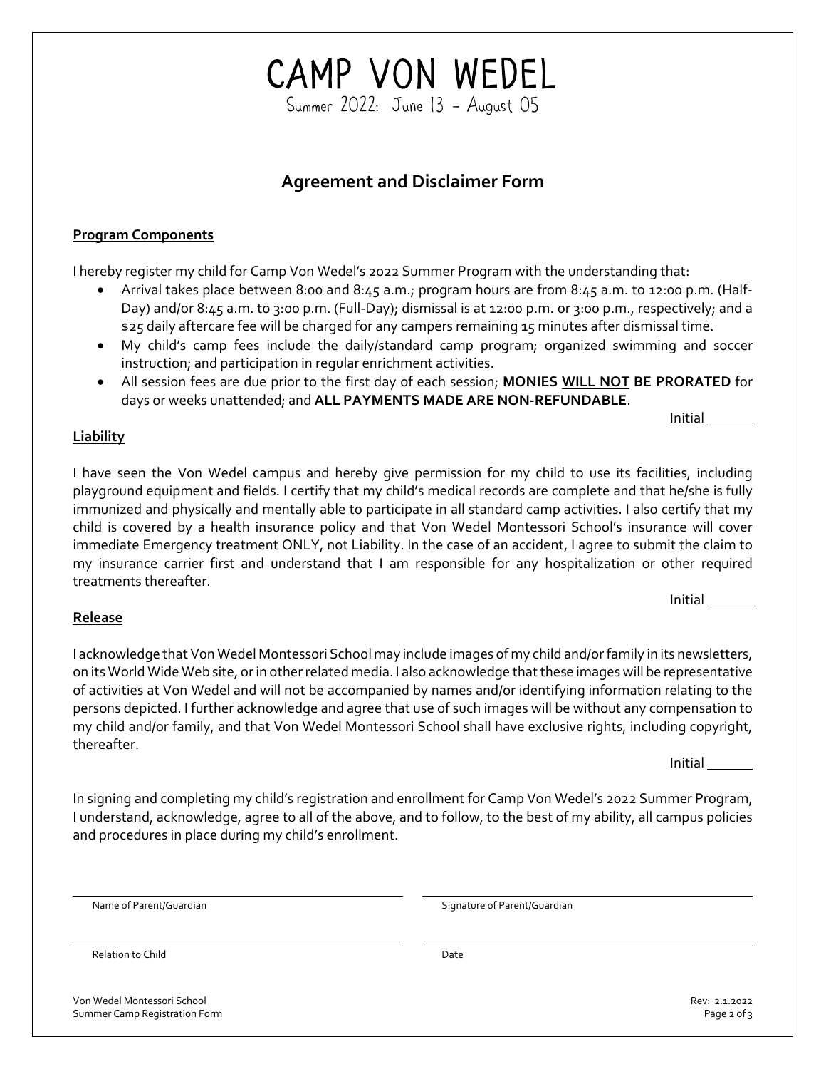# CAMP VON WEDEL

Summer 2022: June 13 – August 05

## Agreement and Disclaimer Form

**Program Components**

I hereby register my child for Camp Von Wedel's 2022 Summer Program with the understanding that:

- Arrival takes place between 8:00 and 8:45 a.m.; program hours are from 8:45 a.m. to 12:00 p.m. (Half-Day) and/or 8:45 a.m. to 3:00 p.m. (Full-Day); dismissal is at 12:00 p.m. or 3:00 p.m., respectively; and a $25 daily aftercare fee will be charged for any campers remaining 15 minutes after dismissal time.
- My child's camp fees include the daily/standard camp program; organized swimming and soccer instruction; and participation in regular enrichment activities.
- All session fees are due prior to the first day of each session; **MONIES WILL NOT BE PRORATED** for days or weeks unattended; and **ALL PAYMENTS MADE ARE NON-REFUNDABLE**.

Initial ______

**Liability**

I have seen the Von Wedel campus and hereby give permission for my child to use its facilities, including playground equipment and fields. I certify that my child's medical records are complete and that he/she is fully immunized and physically and mentally able to participate in all standard camp activities. I also certify that my child is covered by a health insurance policy and that Von Wedel Montessori School's insurance will cover immediate Emergency treatment ONLY, not Liability. In the case of an accident, I agree to submit the claim to my insurance carrier first and understand that I am responsible for any hospitalization or other required treatments thereafter.

Initial ______

**Release**

I acknowledge that Von Wedel Montessori School may include images of my child and/or family in its newsletters, on its World Wide Web site, or in other related media. I also acknowledge that these images will be representative of activities at Von Wedel and will not be accompanied by names and/or identifying information relating to the persons depicted. I further acknowledge and agree that use of such images will be without any compensation to my child and/or family, and that Von Wedel Montessori School shall have exclusive rights, including copyright, thereafter.

Initial ______

In signing and completing my child's registration and enrollment for Camp Von Wedel's 2022 Summer Program, I understand, acknowledge, agree to all of the above, and to follow, to the best of my ability, all campus policies and procedures in place during my child's enrollment.

______________________________ Name of Parent/Guardian

______________________________ Signature of Parent/Guardian

______________________________ Relation to Child

______________________________ Date

Von Wedel Montessori School
Summer Camp Registration Form

Rev: 2.1.2022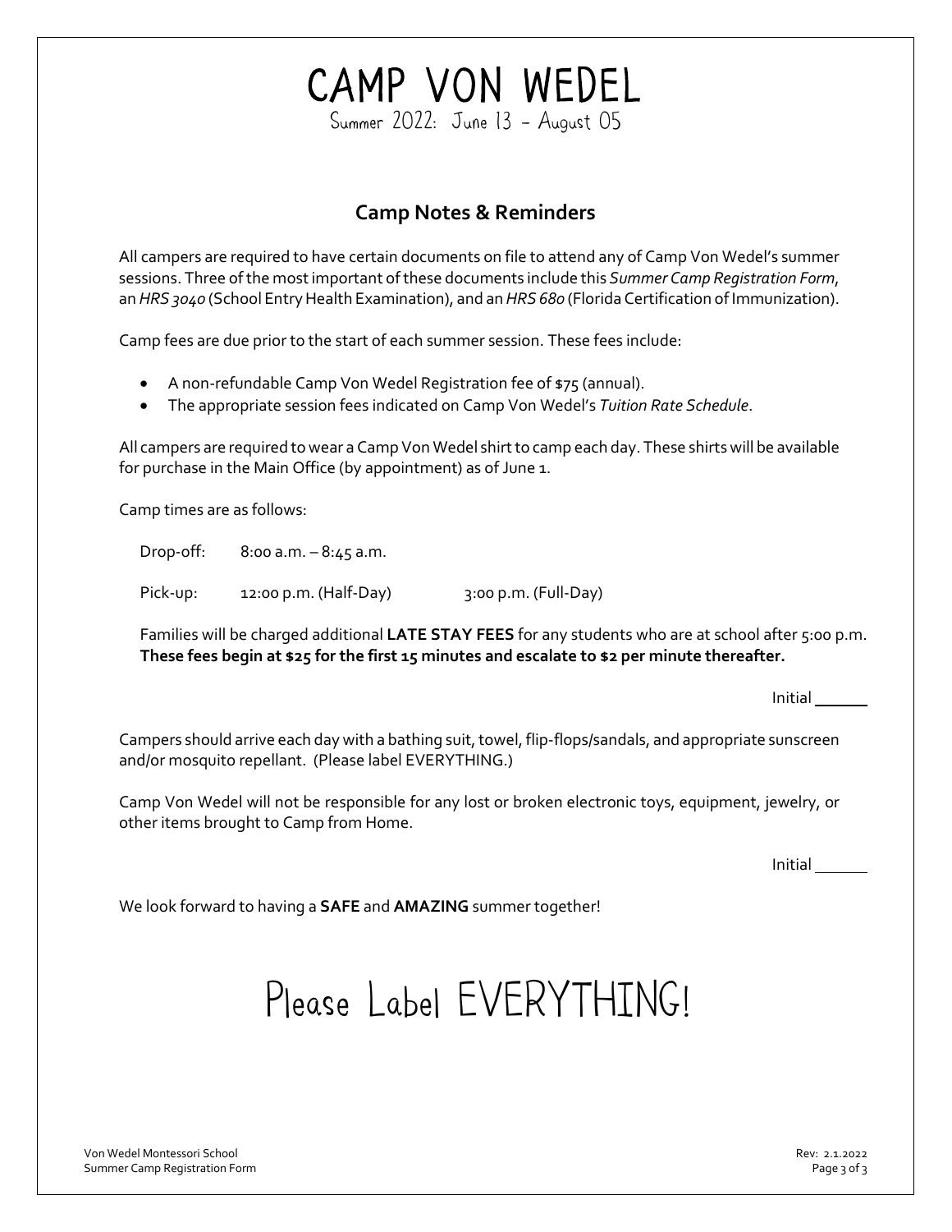# CAMP VON WEDEL

Summer 2022: June 13 - August 05

## Camp Notes & Reminders

All campers are required to have certain documents on file to attend any of Camp Von Wedel's summer sessions. Three of the most important of these documents include this *Summer Camp Registration Form*, an *HRS 3040* (School Entry Health Examination), and an *HRS 680* (Florida Certification of Immunization).

Camp fees are due prior to the start of each summer session. These fees include:

- A non-refundable Camp Von Wedel Registration fee of $75 (annual).
- The appropriate session fees indicated on Camp Von Wedel's *Tuition Rate Schedule*.

All campers are required to wear a Camp Von Wedel shirt to camp each day. These shirts will be available for purchase in the Main Office (by appointment) as of June 1.

Camp times are as follows:

Drop-off: 8:00 a.m. – 8:45 a.m.

Pick-up: 12:00 p.m. (Half-Day) 3:00 p.m. (Full-Day)

Families will be charged additional **LATE STAY FEES** for any students who are at school after 5:00 p.m. **These fees begin at $25 for the first 15 minutes and escalate to $2 per minute thereafter.**

Initial ______

Campers should arrive each day with a bathing suit, towel, flip-flops/sandals, and appropriate sunscreen and/or mosquito repellant. (Please label EVERYTHING.)

Camp Von Wedel will not be responsible for any lost or broken electronic toys, equipment, jewelry, or other items brought to Camp from Home.

Initial ______

We look forward to having a **SAFE** and **AMAZING** summer together!

# Please Label EVERYTHING!

Von Wedel Montessori School
Summer Camp Registration Form

Rev: 2.1.2022